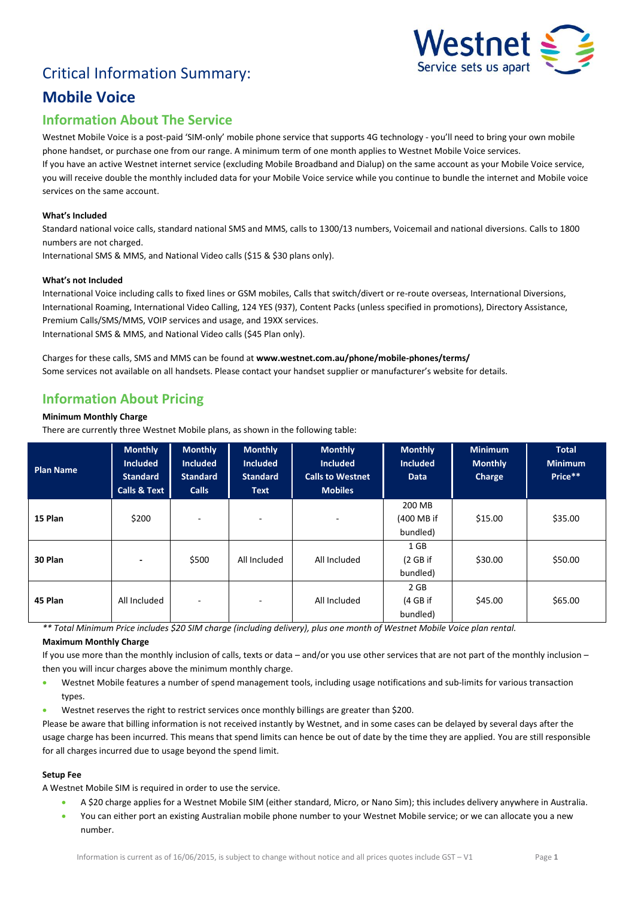# Critical Information Summary:

# Mobile Voice

## Information About The Service

Westnet Mobile Voice is a post-paid 'SIM-only' mobile phone service that supports 4G technology - you'll need to bring your own mobile phone handset, or purchase one from our range. A minimum term of one month applies to Westnet Mobile Voice services.
If you have an active Westnet internet service (excluding Mobile Broadband and Dialup) on the same account as your Mobile Voice service, you will receive double the monthly included data for your Mobile Voice service while you continue to bundle the internet and Mobile voice services on the same account.

**What's Included**

Standard national voice calls, standard national SMS and MMS, calls to 1300/13 numbers, Voicemail and national diversions. Calls to 1800 numbers are not charged.
International SMS & MMS, and National Video calls ($15 & $30 plans only).

**What's not Included**

International Voice including calls to fixed lines or GSM mobiles, Calls that switch/divert or re-route overseas, International Diversions, International Roaming, International Video Calling, 124 YES (937), Content Packs (unless specified in promotions), Directory Assistance, Premium Calls/SMS/MMS, VOIP services and usage, and 19XX services.
International SMS & MMS, and National Video calls ($45 Plan only).

Charges for these calls, SMS and MMS can be found at **www.westnet.com.au/phone/mobile-phones/terms/**
Some services not available on all handsets. Please contact your handset supplier or manufacturer's website for details.

## Information About Pricing

**Minimum Monthly Charge**

There are currently three Westnet Mobile plans, as shown in the following table:

| Plan Name | Monthly Included Standard Calls & Text | Monthly Included Standard Calls | Monthly Included Standard Text | Monthly Included Calls to Westnet Mobiles | Monthly Included Data | Minimum Monthly Charge | Total Minimum Price** |
|---|---|---|---|---|---|---|---|
| **15 Plan** | $200 | - | - | - | 200 MB (400 MB if bundled) | $15.00 | $35.00 |
| **30 Plan** | - | $500 | All Included | All Included | 1 GB (2 GB if bundled) | $30.00 | $50.00 |
| **45 Plan** | All Included | - | - | All Included | 2 GB (4 GB if bundled) | $45.00 | $65.00 |

*** Total Minimum Price includes $20 SIM charge (including delivery), plus one month of Westnet Mobile Voice plan rental.*

**Maximum Monthly Charge**

If you use more than the monthly inclusion of calls, texts or data – and/or you use other services that are not part of the monthly inclusion – then you will incur charges above the minimum monthly charge.

- Westnet Mobile features a number of spend management tools, including usage notifications and sub-limits for various transaction types.
- Westnet reserves the right to restrict services once monthly billings are greater than $200.

Please be aware that billing information is not received instantly by Westnet, and in some cases can be delayed by several days after the usage charge has been incurred. This means that spend limits can hence be out of date by the time they are applied. You are still responsible for all charges incurred due to usage beyond the spend limit.

**Setup Fee**

A Westnet Mobile SIM is required in order to use the service.

- A $20 charge applies for a Westnet Mobile SIM (either standard, Micro, or Nano Sim); this includes delivery anywhere in Australia.
- You can either port an existing Australian mobile phone number to your Westnet Mobile service; or we can allocate you a new number.

Information is current as of 16/06/2015, is subject to change without notice and all prices quotes include GST – V1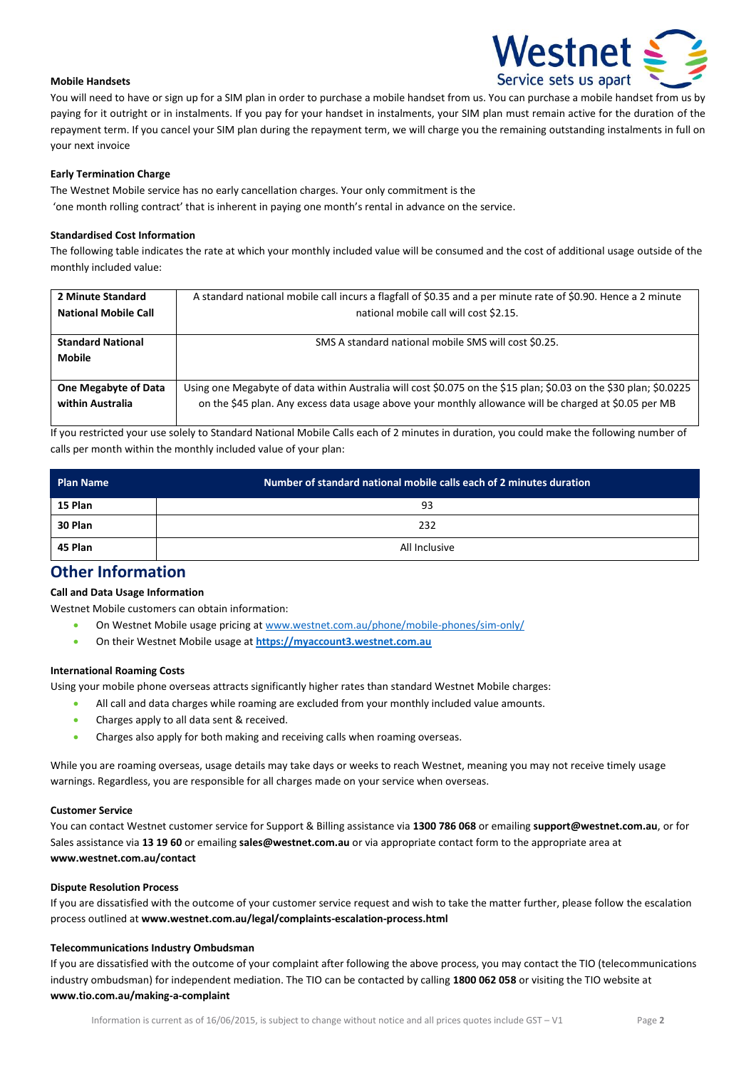#### Mobile Handsets

You will need to have or sign up for a SIM plan in order to purchase a mobile handset from us. You can purchase a mobile handset from us by paying for it outright or in instalments. If you pay for your handset in instalments, your SIM plan must remain active for the duration of the repayment term. If you cancel your SIM plan during the repayment term, we will charge you the remaining outstanding instalments in full on your next invoice

#### Early Termination Charge

The Westnet Mobile service has no early cancellation charges. Your only commitment is the 'one month rolling contract' that is inherent in paying one month's rental in advance on the service.

#### Standardised Cost Information

The following table indicates the rate at which your monthly included value will be consumed and the cost of additional usage outside of the monthly included value:

| | |
|---|---|
| **2 Minute Standard National Mobile Call** | A standard national mobile call incurs a flagfall of $0.35 and a per minute rate of $0.90. Hence a 2 minute national mobile call will cost $2.15. |
| **Standard National Mobile** | SMS A standard national mobile SMS will cost $0.25. |
| **One Megabyte of Data within Australia** | Using one Megabyte of data within Australia will cost $0.075 on the $15 plan; $0.03 on the $30 plan; $0.0225 on the $45 plan. Any excess data usage above your monthly allowance will be charged at $0.05 per MB |

If you restricted your use solely to Standard National Mobile Calls each of 2 minutes in duration, you could make the following number of calls per month within the monthly included value of your plan:

| Plan Name | Number of standard national mobile calls each of 2 minutes duration |
|---|---|
| **15 Plan** | 93 |
| **30 Plan** | 232 |
| **45 Plan** | All Inclusive |

## Other Information

#### Call and Data Usage Information

Westnet Mobile customers can obtain information:

- On Westnet Mobile usage pricing at www.westnet.com.au/phone/mobile-phones/sim-only/
- On their Westnet Mobile usage at **https://myaccount3.westnet.com.au**

#### International Roaming Costs

Using your mobile phone overseas attracts significantly higher rates than standard Westnet Mobile charges:

- All call and data charges while roaming are excluded from your monthly included value amounts.
- Charges apply to all data sent & received.
- Charges also apply for both making and receiving calls when roaming overseas.

While you are roaming overseas, usage details may take days or weeks to reach Westnet, meaning you may not receive timely usage warnings. Regardless, you are responsible for all charges made on your service when overseas.

#### Customer Service

You can contact Westnet customer service for Support & Billing assistance via **1300 786 068** or emailing **support@westnet.com.au**, or for Sales assistance via **13 19 60** or emailing **sales@westnet.com.au** or via appropriate contact form to the appropriate area at **www.westnet.com.au/contact**

#### Dispute Resolution Process

If you are dissatisfied with the outcome of your customer service request and wish to take the matter further, please follow the escalation process outlined at **www.westnet.com.au/legal/complaints-escalation-process.html**

#### Telecommunications Industry Ombudsman

If you are dissatisfied with the outcome of your complaint after following the above process, you may contact the TIO (telecommunications industry ombudsman) for independent mediation. The TIO can be contacted by calling **1800 062 058** or visiting the TIO website at **www.tio.com.au/making-a-complaint**

Information is current as of 16/06/2015, is subject to change without notice and all prices quotes include GST – V1